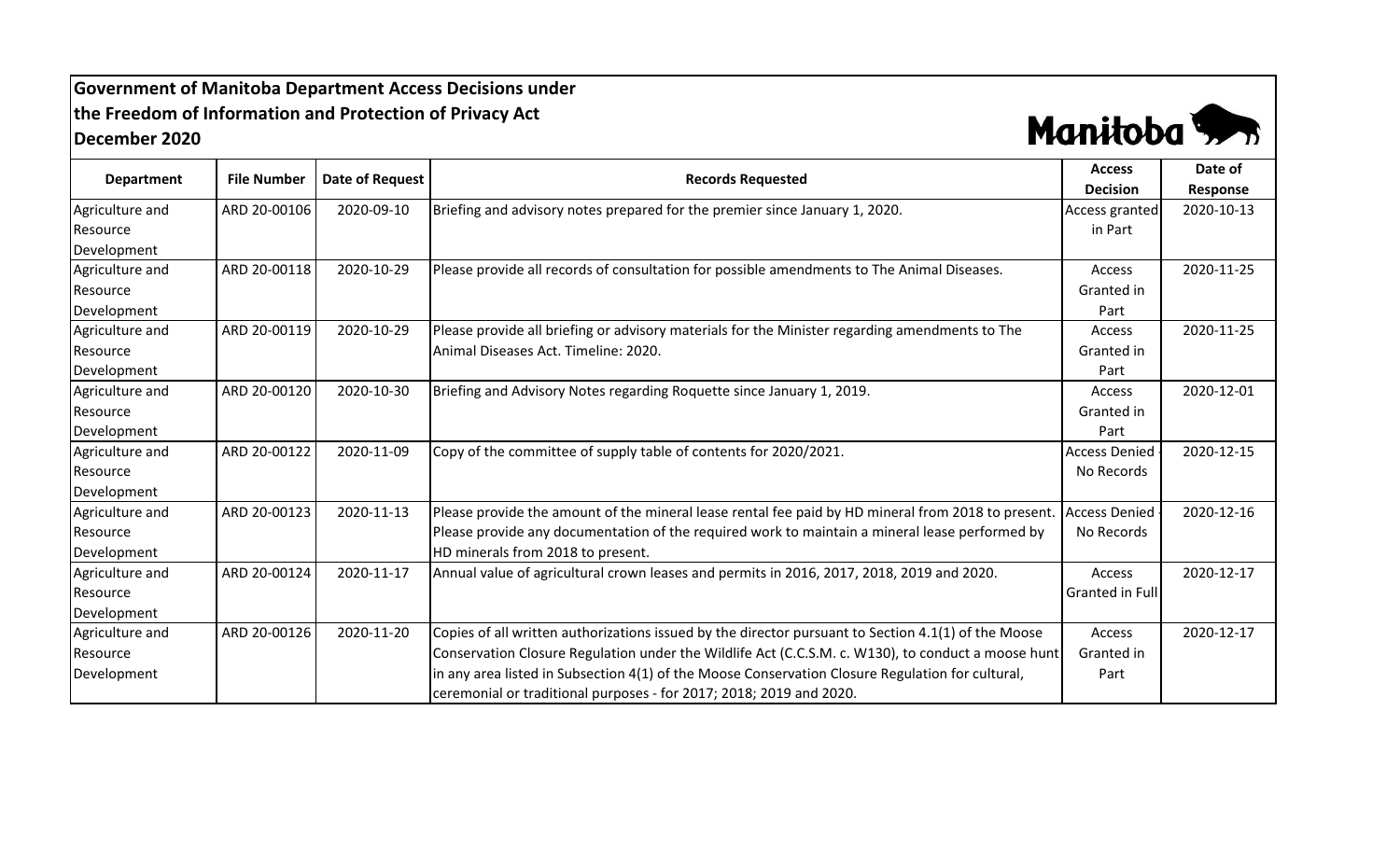**Government of Manitoba Department Access Decisions under the Freedom of Information and Protection of Privacy Act**
**December 2020**

| Department | File Number | Date of Request | Records Requested | Access Decision | Date of Response |
|---|---|---|---|---|---|
| Agriculture and Resource Development | ARD 20-00106 | 2020-09-10 | Briefing and advisory notes prepared for the premier since January 1, 2020. | Access granted in Part | 2020-10-13 |
| Agriculture and Resource Development | ARD 20-00118 | 2020-10-29 | Please provide all records of consultation for possible amendments to The Animal Diseases. | Access Granted in Part | 2020-11-25 |
| Agriculture and Resource Development | ARD 20-00119 | 2020-10-29 | Please provide all briefing or advisory materials for the Minister regarding amendments to The Animal Diseases Act. Timeline: 2020. | Access Granted in Part | 2020-11-25 |
| Agriculture and Resource Development | ARD 20-00120 | 2020-10-30 | Briefing and Advisory Notes regarding Roquette since January 1, 2019. | Access Granted in Part | 2020-12-01 |
| Agriculture and Resource Development | ARD 20-00122 | 2020-11-09 | Copy of the committee of supply table of contents for 2020/2021. | Access Denied - No Records | 2020-12-15 |
| Agriculture and Resource Development | ARD 20-00123 | 2020-11-13 | Please provide the amount of the mineral lease rental fee paid by HD mineral from 2018 to present. Please provide any documentation of the required work to maintain a mineral lease performed by HD minerals from 2018 to present. | Access Denied - No Records | 2020-12-16 |
| Agriculture and Resource Development | ARD 20-00124 | 2020-11-17 | Annual value of agricultural crown leases and permits in 2016, 2017, 2018, 2019 and 2020. | Access Granted in Full | 2020-12-17 |
| Agriculture and Resource Development | ARD 20-00126 | 2020-11-20 | Copies of all written authorizations issued by the director pursuant to Section 4.1(1) of the Moose Conservation Closure Regulation under the Wildlife Act (C.C.S.M. c. W130), to conduct a moose hunt in any area listed in Subsection 4(1) of the Moose Conservation Closure Regulation for cultural, ceremonial or traditional purposes - for 2017; 2018; 2019 and 2020. | Access Granted in Part | 2020-12-17 |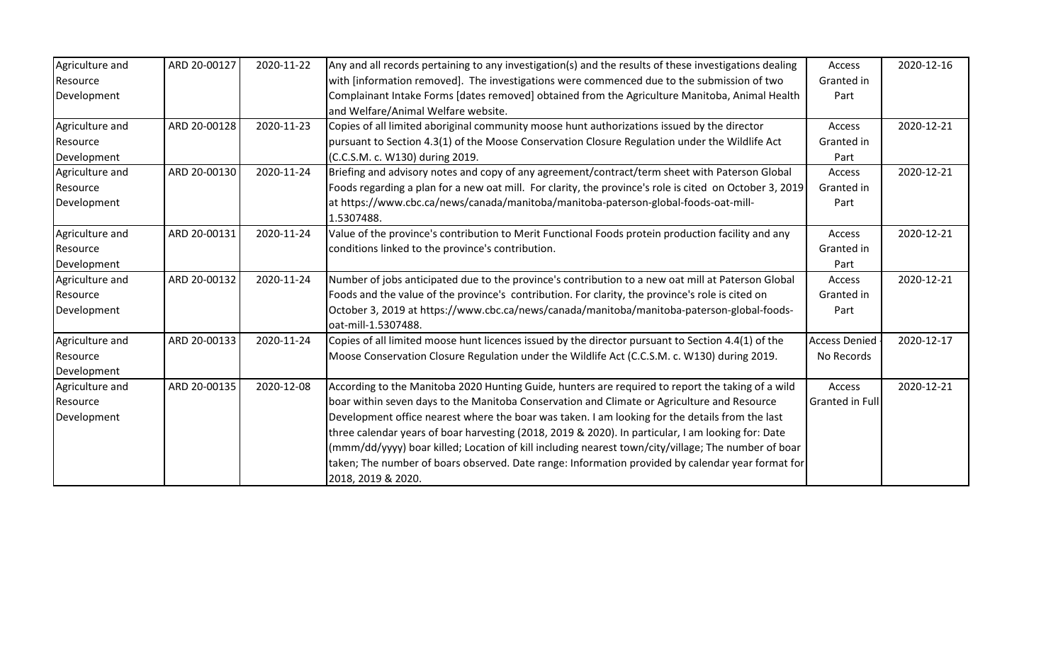| Agriculture and Resource Development | ARD 20-00127 | 2020-11-22 | Any and all records pertaining to any investigation(s) and the results of these investigations dealing with [information removed]. The investigations were commenced due to the submission of two Complainant Intake Forms [dates removed] obtained from the Agriculture Manitoba, Animal Health and Welfare/Animal Welfare website. | Access Granted in Part | 2020-12-16 |
|---|---|---|---|---|---|
| Agriculture and Resource Development | ARD 20-00128 | 2020-11-23 | Copies of all limited aboriginal community moose hunt authorizations issued by the director pursuant to Section 4.3(1) of the Moose Conservation Closure Regulation under the Wildlife Act (C.C.S.M. c. W130) during 2019. | Access Granted in Part | 2020-12-21 |
| Agriculture and Resource Development | ARD 20-00130 | 2020-11-24 | Briefing and advisory notes and copy of any agreement/contract/term sheet with Paterson Global Foods regarding a plan for a new oat mill. For clarity, the province's role is cited on October 3, 2019 at https://www.cbc.ca/news/canada/manitoba/manitoba-paterson-global-foods-oat-mill-1.5307488. | Access Granted in Part | 2020-12-21 |
| Agriculture and Resource Development | ARD 20-00131 | 2020-11-24 | Value of the province's contribution to Merit Functional Foods protein production facility and any conditions linked to the province's contribution. | Access Granted in Part | 2020-12-21 |
| Agriculture and Resource Development | ARD 20-00132 | 2020-11-24 | Number of jobs anticipated due to the province's contribution to a new oat mill at Paterson Global Foods and the value of the province's contribution. For clarity, the province's role is cited on October 3, 2019 at https://www.cbc.ca/news/canada/manitoba/manitoba-paterson-global-foods-oat-mill-1.5307488. | Access Granted in Part | 2020-12-21 |
| Agriculture and Resource Development | ARD 20-00133 | 2020-11-24 | Copies of all limited moose hunt licences issued by the director pursuant to Section 4.4(1) of the Moose Conservation Closure Regulation under the Wildlife Act (C.C.S.M. c. W130) during 2019. | Access Denied - No Records | 2020-12-17 |
| Agriculture and Resource Development | ARD 20-00135 | 2020-12-08 | According to the Manitoba 2020 Hunting Guide, hunters are required to report the taking of a wild boar within seven days to the Manitoba Conservation and Climate or Agriculture and Resource Development office nearest where the boar was taken. I am looking for the details from the last three calendar years of boar harvesting (2018, 2019 & 2020). In particular, I am looking for: Date (mmm/dd/yyyy) boar killed; Location of kill including nearest town/city/village; The number of boar taken; The number of boars observed. Date range: Information provided by calendar year format for 2018, 2019 & 2020. | Access Granted in Full | 2020-12-21 |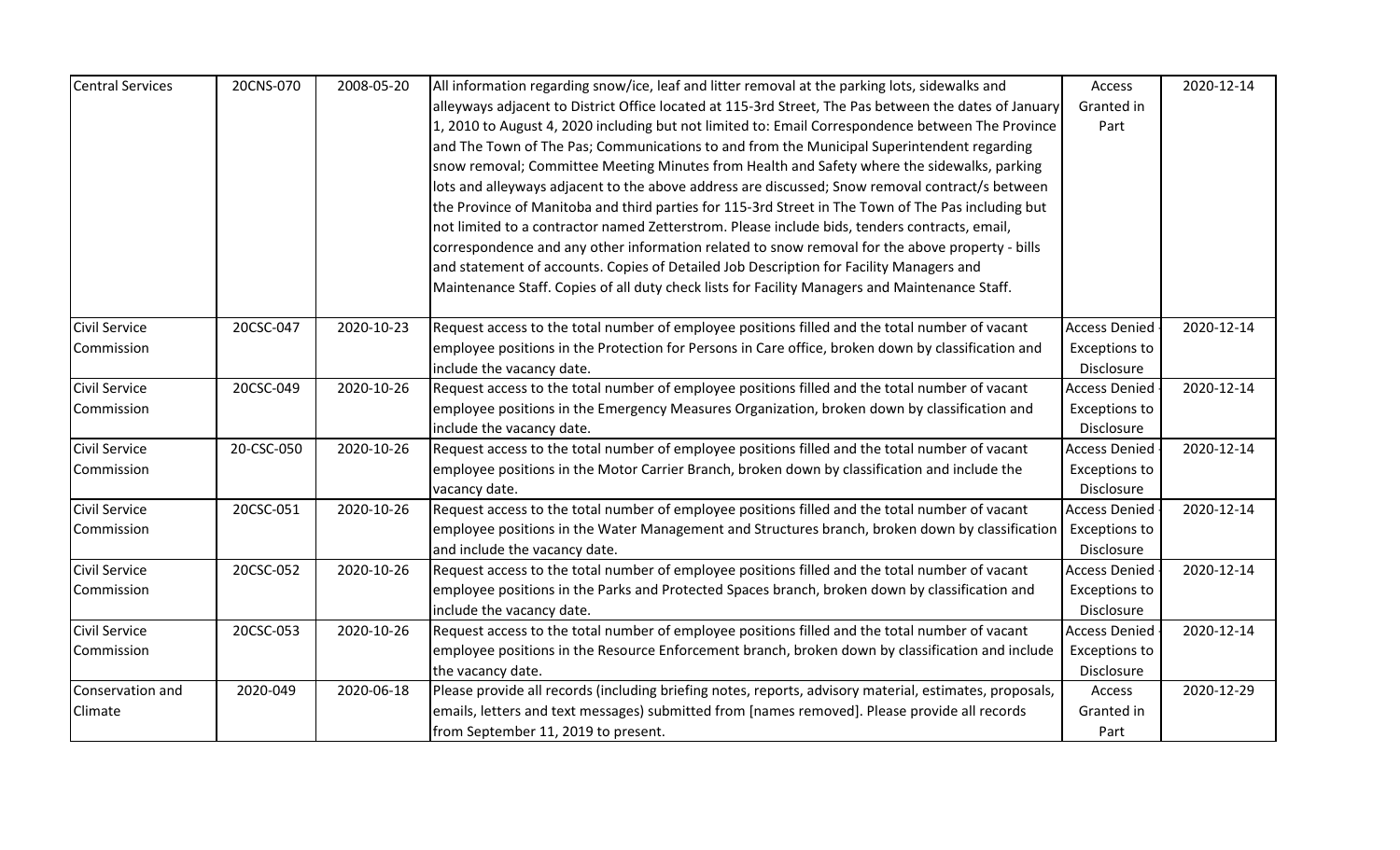| Central Services | 20CNS-070 | 2008-05-20 | All information regarding snow/ice, leaf and litter removal at the parking lots, sidewalks and alleyways adjacent to District Office located at 115-3rd Street, The Pas between the dates of January 1, 2010 to August 4, 2020 including but not limited to: Email Correspondence between The Province and The Town of The Pas; Communications to and from the Municipal Superintendent regarding snow removal; Committee Meeting Minutes from Health and Safety where the sidewalks, parking lots and alleyways adjacent to the above address are discussed; Snow removal contract/s between the Province of Manitoba and third parties for 115-3rd Street in The Town of The Pas including but not limited to a contractor named Zetterstrom. Please include bids, tenders contracts, email, correspondence and any other information related to snow removal for the above property - bills and statement of accounts. Copies of Detailed Job Description for Facility Managers and Maintenance Staff. Copies of all duty check lists for Facility Managers and Maintenance Staff. | Access Granted in Part | 2020-12-14 |
|---|---|---|---|---|---|
| Civil Service Commission | 20CSC-047 | 2020-10-23 | Request access to the total number of employee positions filled and the total number of vacant employee positions in the Protection for Persons in Care office, broken down by classification and include the vacancy date. | Access Denied - Exceptions to Disclosure | 2020-12-14 |
| Civil Service Commission | 20CSC-049 | 2020-10-26 | Request access to the total number of employee positions filled and the total number of vacant employee positions in the Emergency Measures Organization, broken down by classification and include the vacancy date. | Access Denied - Exceptions to Disclosure | 2020-12-14 |
| Civil Service Commission | 20-CSC-050 | 2020-10-26 | Request access to the total number of employee positions filled and the total number of vacant employee positions in the Motor Carrier Branch, broken down by classification and include the vacancy date. | Access Denied - Exceptions to Disclosure | 2020-12-14 |
| Civil Service Commission | 20CSC-051 | 2020-10-26 | Request access to the total number of employee positions filled and the total number of vacant employee positions in the Water Management and Structures branch, broken down by classification and include the vacancy date. | Access Denied - Exceptions to Disclosure | 2020-12-14 |
| Civil Service Commission | 20CSC-052 | 2020-10-26 | Request access to the total number of employee positions filled and the total number of vacant employee positions in the Parks and Protected Spaces branch, broken down by classification and include the vacancy date. | Access Denied - Exceptions to Disclosure | 2020-12-14 |
| Civil Service Commission | 20CSC-053 | 2020-10-26 | Request access to the total number of employee positions filled and the total number of vacant employee positions in the Resource Enforcement branch, broken down by classification and include the vacancy date. | Access Denied - Exceptions to Disclosure | 2020-12-14 |
| Conservation and Climate | 2020-049 | 2020-06-18 | Please provide all records (including briefing notes, reports, advisory material, estimates, proposals, emails, letters and text messages) submitted from [names removed]. Please provide all records from September 11, 2019 to present. | Access Granted in Part | 2020-12-29 |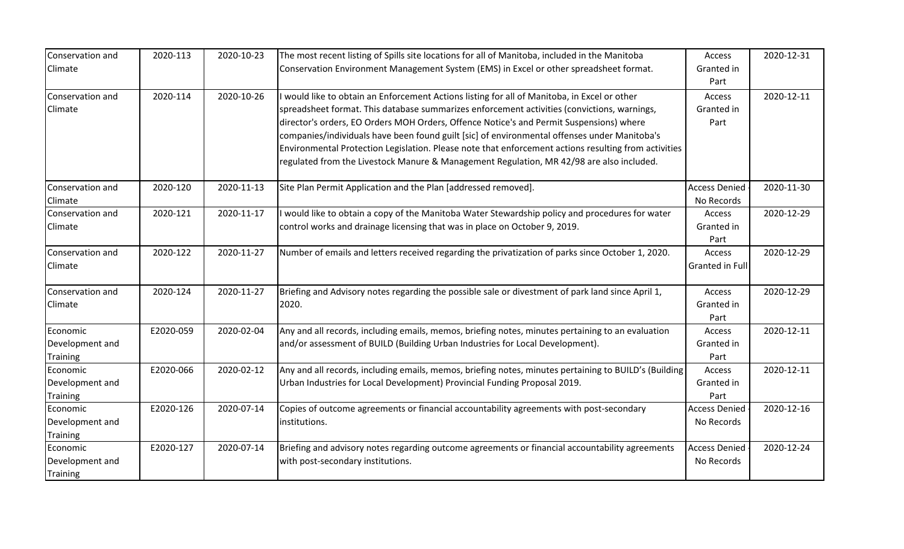| | | | | | |
|---|---|---|---|---|---|
| Conservation and Climate | 2020-113 | 2020-10-23 | The most recent listing of Spills site locations for all of Manitoba, included in the Manitoba Conservation Environment Management System (EMS) in Excel or other spreadsheet format. | Access Granted in Part | 2020-12-31 |
| Conservation and Climate | 2020-114 | 2020-10-26 | I would like to obtain an Enforcement Actions listing for all of Manitoba, in Excel or other spreadsheet format. This database summarizes enforcement activities (convictions, warnings, director's orders, EO Orders MOH Orders, Offence Notice's and Permit Suspensions) where companies/individuals have been found guilt [sic] of environmental offenses under Manitoba's Environmental Protection Legislation. Please note that enforcement actions resulting from activities regulated from the Livestock Manure & Management Regulation, MR 42/98 are also included. | Access Granted in Part | 2020-12-11 |
| Conservation and Climate | 2020-120 | 2020-11-13 | Site Plan Permit Application and the Plan [addressed removed]. | Access Denied - No Records | 2020-11-30 |
| Conservation and Climate | 2020-121 | 2020-11-17 | I would like to obtain a copy of the Manitoba Water Stewardship policy and procedures for water control works and drainage licensing that was in place on October 9, 2019. | Access Granted in Part | 2020-12-29 |
| Conservation and Climate | 2020-122 | 2020-11-27 | Number of emails and letters received regarding the privatization of parks since October 1, 2020. | Access Granted in Full | 2020-12-29 |
| Conservation and Climate | 2020-124 | 2020-11-27 | Briefing and Advisory notes regarding the possible sale or divestment of park land since April 1, 2020. | Access Granted in Part | 2020-12-29 |
| Economic Development and Training | E2020-059 | 2020-02-04 | Any and all records, including emails, memos, briefing notes, minutes pertaining to an evaluation and/or assessment of BUILD (Building Urban Industries for Local Development). | Access Granted in Part | 2020-12-11 |
| Economic Development and Training | E2020-066 | 2020-02-12 | Any and all records, including emails, memos, briefing notes, minutes pertaining to BUILD's (Building Urban Industries for Local Development) Provincial Funding Proposal 2019. | Access Granted in Part | 2020-12-11 |
| Economic Development and Training | E2020-126 | 2020-07-14 | Copies of outcome agreements or financial accountability agreements with post-secondary institutions. | Access Denied - No Records | 2020-12-16 |
| Economic Development and Training | E2020-127 | 2020-07-14 | Briefing and advisory notes regarding outcome agreements or financial accountability agreements with post-secondary institutions. | Access Denied - No Records | 2020-12-24 |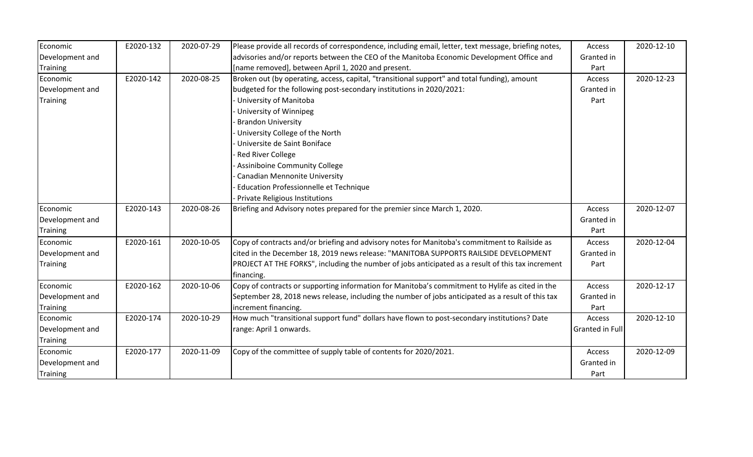| Economic Development and Training | E2020-132 | 2020-07-29 | Please provide all records of correspondence, including email, letter, text message, briefing notes, advisories and/or reports between the CEO of the Manitoba Economic Development Office and [name removed], between April 1, 2020 and present. | Access Granted in Part | 2020-12-10 |
|---|---|---|---|---|---|
| Economic Development and Training | E2020-142 | 2020-08-25 | Broken out (by operating, access, capital, "transitional support" and total funding), amount budgeted for the following post-secondary institutions in 2020/2021:<br>- University of Manitoba<br>- University of Winnipeg<br>- Brandon University<br>- University College of the North<br>- Universite de Saint Boniface<br>- Red River College<br>- Assiniboine Community College<br>- Canadian Mennonite University<br>- Education Professionnelle et Technique<br>- Private Religious Institutions | Access Granted in Part | 2020-12-23 |
| Economic Development and Training | E2020-143 | 2020-08-26 | Briefing and Advisory notes prepared for the premier since March 1, 2020. | Access Granted in Part | 2020-12-07 |
| Economic Development and Training | E2020-161 | 2020-10-05 | Copy of contracts and/or briefing and advisory notes for Manitoba's commitment to Railside as cited in the December 18, 2019 news release: "MANITOBA SUPPORTS RAILSIDE DEVELOPMENT PROJECT AT THE FORKS", including the number of jobs anticipated as a result of this tax increment financing. | Access Granted in Part | 2020-12-04 |
| Economic Development and Training | E2020-162 | 2020-10-06 | Copy of contracts or supporting information for Manitoba's commitment to Hylife as cited in the September 28, 2018 news release, including the number of jobs anticipated as a result of this tax increment financing. | Access Granted in Part | 2020-12-17 |
| Economic Development and Training | E2020-174 | 2020-10-29 | How much "transitional support fund" dollars have flown to post-secondary institutions? Date range: April 1 onwards. | Access Granted in Full | 2020-12-10 |
| Economic Development and Training | E2020-177 | 2020-11-09 | Copy of the committee of supply table of contents for 2020/2021. | Access Granted in Part | 2020-12-09 |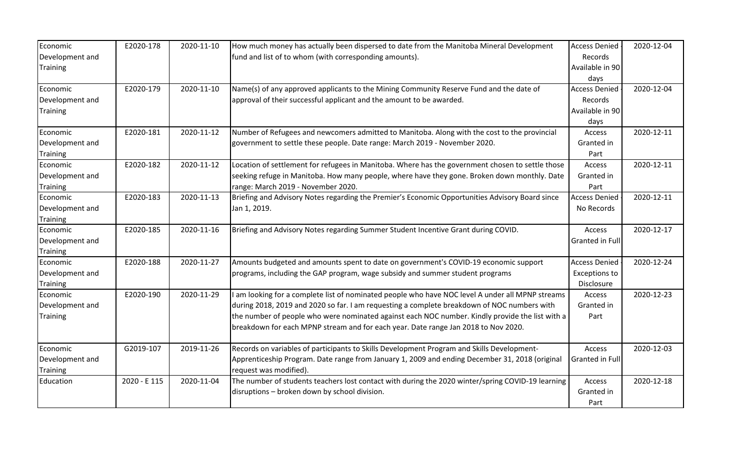| | | | | | |
|---|---|---|---|---|---|
| Economic Development and Training | E2020-178 | 2020-11-10 | How much money has actually been dispersed to date from the Manitoba Mineral Development fund and list of to whom (with corresponding amounts). | Access Denied - Records Available in 90 days | 2020-12-04 |
| Economic Development and Training | E2020-179 | 2020-11-10 | Name(s) of any approved applicants to the Mining Community Reserve Fund and the date of approval of their successful applicant and the amount to be awarded. | Access Denied - Records Available in 90 days | 2020-12-04 |
| Economic Development and Training | E2020-181 | 2020-11-12 | Number of Refugees and newcomers admitted to Manitoba. Along with the cost to the provincial government to settle these people. Date range: March 2019 - November 2020. | Access Granted in Part | 2020-12-11 |
| Economic Development and Training | E2020-182 | 2020-11-12 | Location of settlement for refugees in Manitoba. Where has the government chosen to settle those seeking refuge in Manitoba. How many people, where have they gone. Broken down monthly. Date range: March 2019 - November 2020. | Access Granted in Part | 2020-12-11 |
| Economic Development and Training | E2020-183 | 2020-11-13 | Briefing and Advisory Notes regarding the Premier's Economic Opportunities Advisory Board since Jan 1, 2019. | Access Denied - No Records | 2020-12-11 |
| Economic Development and Training | E2020-185 | 2020-11-16 | Briefing and Advisory Notes regarding Summer Student Incentive Grant during COVID. | Access Granted in Full | 2020-12-17 |
| Economic Development and Training | E2020-188 | 2020-11-27 | Amounts budgeted and amounts spent to date on government's COVID-19 economic support programs, including the GAP program, wage subsidy and summer student programs | Access Denied - Exceptions to Disclosure | 2020-12-24 |
| Economic Development and Training | E2020-190 | 2020-11-29 | I am looking for a complete list of nominated people who have NOC level A under all MPNP streams during 2018, 2019 and 2020 so far. I am requesting a complete breakdown of NOC numbers with the number of people who were nominated against each NOC number. Kindly provide the list with a breakdown for each MPNP stream and for each year. Date range Jan 2018 to Nov 2020. | Access Granted in Part | 2020-12-23 |
| Economic Development and Training | G2019-107 | 2019-11-26 | Records on variables of participants to Skills Development Program and Skills Development-Apprenticeship Program. Date range from January 1, 2009 and ending December 31, 2018 (original request was modified). | Access Granted in Full | 2020-12-03 |
| Education | 2020 - E 115 | 2020-11-04 | The number of students teachers lost contact with during the 2020 winter/spring COVID-19 learning disruptions – broken down by school division. | Access Granted in Part | 2020-12-18 |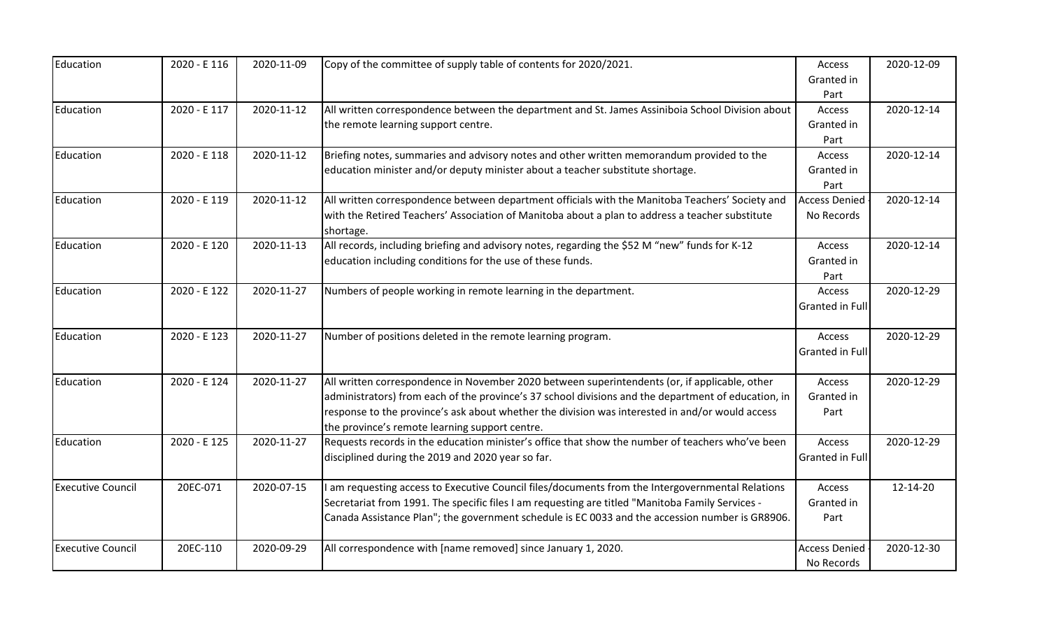| Education | 2020 - E 116 | 2020-11-09 | Copy of the committee of supply table of contents for 2020/2021. | Access Granted in Part | 2020-12-09 |
|---|---|---|---|---|---|
| Education | 2020 - E 117 | 2020-11-12 | All written correspondence between the department and St. James Assiniboia School Division about the remote learning support centre. | Access Granted in Part | 2020-12-14 |
| Education | 2020 - E 118 | 2020-11-12 | Briefing notes, summaries and advisory notes and other written memorandum provided to the education minister and/or deputy minister about a teacher substitute shortage. | Access Granted in Part | 2020-12-14 |
| Education | 2020 - E 119 | 2020-11-12 | All written correspondence between department officials with the Manitoba Teachers' Society and with the Retired Teachers' Association of Manitoba about a plan to address a teacher substitute shortage. | Access Denied - No Records | 2020-12-14 |
| Education | 2020 - E 120 | 2020-11-13 | All records, including briefing and advisory notes, regarding the $52 M "new" funds for K-12 education including conditions for the use of these funds. | Access Granted in Part | 2020-12-14 |
| Education | 2020 - E 122 | 2020-11-27 | Numbers of people working in remote learning in the department. | Access Granted in Full | 2020-12-29 |
| Education | 2020 - E 123 | 2020-11-27 | Number of positions deleted in the remote learning program. | Access Granted in Full | 2020-12-29 |
| Education | 2020 - E 124 | 2020-11-27 | All written correspondence in November 2020 between superintendents (or, if applicable, other administrators) from each of the province's 37 school divisions and the department of education, in response to the province's ask about whether the division was interested in and/or would access the province's remote learning support centre. | Access Granted in Part | 2020-12-29 |
| Education | 2020 - E 125 | 2020-11-27 | Requests records in the education minister's office that show the number of teachers who've been disciplined during the 2019 and 2020 year so far. | Access Granted in Full | 2020-12-29 |
| Executive Council | 20EC-071 | 2020-07-15 | I am requesting access to Executive Council files/documents from the Intergovernmental Relations Secretariat from 1991. The specific files I am requesting are titled "Manitoba Family Services - Canada Assistance Plan"; the government schedule is EC 0033 and the accession number is GR8906. | Access Granted in Part | 12-14-20 |
| Executive Council | 20EC-110 | 2020-09-29 | All correspondence with [name removed] since January 1, 2020. | Access Denied - No Records | 2020-12-30 |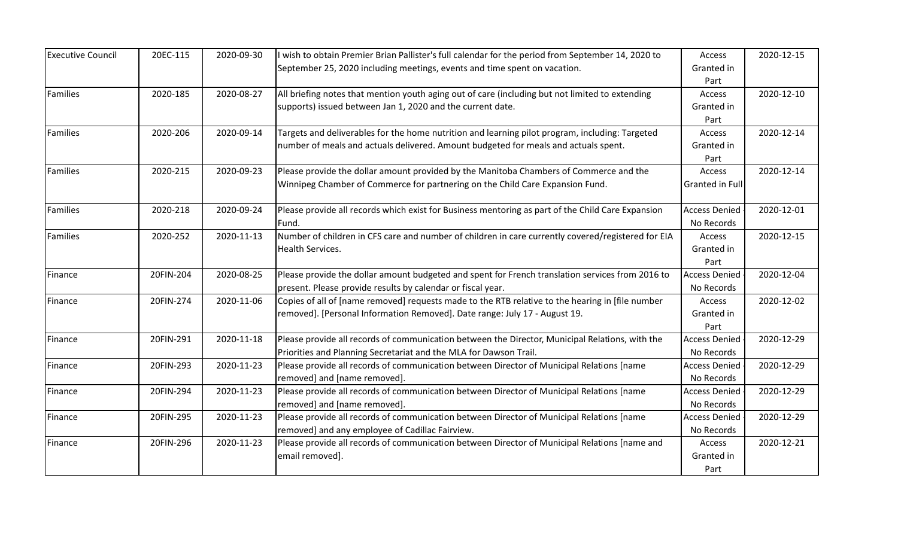| Executive Council | 20EC-115 | 2020-09-30 | I wish to obtain Premier Brian Pallister's full calendar for the period from September 14, 2020 to September 25, 2020 including meetings, events and time spent on vacation. | Access Granted in Part | 2020-12-15 |
|---|---|---|---|---|---|
| Families | 2020-185 | 2020-08-27 | All briefing notes that mention youth aging out of care (including but not limited to extending supports) issued between Jan 1, 2020 and the current date. | Access Granted in Part | 2020-12-10 |
| Families | 2020-206 | 2020-09-14 | Targets and deliverables for the home nutrition and learning pilot program, including: Targeted number of meals and actuals delivered. Amount budgeted for meals and actuals spent. | Access Granted in Part | 2020-12-14 |
| Families | 2020-215 | 2020-09-23 | Please provide the dollar amount provided by the Manitoba Chambers of Commerce and the Winnipeg Chamber of Commerce for partnering on the Child Care Expansion Fund. | Access Granted in Full | 2020-12-14 |
| Families | 2020-218 | 2020-09-24 | Please provide all records which exist for Business mentoring as part of the Child Care Expansion Fund. | Access Denied - No Records | 2020-12-01 |
| Families | 2020-252 | 2020-11-13 | Number of children in CFS care and number of children in care currently covered/registered for EIA Health Services. | Access Granted in Part | 2020-12-15 |
| Finance | 20FIN-204 | 2020-08-25 | Please provide the dollar amount budgeted and spent for French translation services from 2016 to present. Please provide results by calendar or fiscal year. | Access Denied - No Records | 2020-12-04 |
| Finance | 20FIN-274 | 2020-11-06 | Copies of all of [name removed] requests made to the RTB relative to the hearing in [file number removed]. [Personal Information Removed]. Date range: July 17 - August 19. | Access Granted in Part | 2020-12-02 |
| Finance | 20FIN-291 | 2020-11-18 | Please provide all records of communication between the Director, Municipal Relations, with the Priorities and Planning Secretariat and the MLA for Dawson Trail. | Access Denied - No Records | 2020-12-29 |
| Finance | 20FIN-293 | 2020-11-23 | Please provide all records of communication between Director of Municipal Relations [name removed] and [name removed]. | Access Denied - No Records | 2020-12-29 |
| Finance | 20FIN-294 | 2020-11-23 | Please provide all records of communication between Director of Municipal Relations [name removed] and [name removed]. | Access Denied - No Records | 2020-12-29 |
| Finance | 20FIN-295 | 2020-11-23 | Please provide all records of communication between Director of Municipal Relations [name removed] and any employee of Cadillac Fairview. | Access Denied - No Records | 2020-12-29 |
| Finance | 20FIN-296 | 2020-11-23 | Please provide all records of communication between Director of Municipal Relations [name and email removed]. | Access Granted in Part | 2020-12-21 |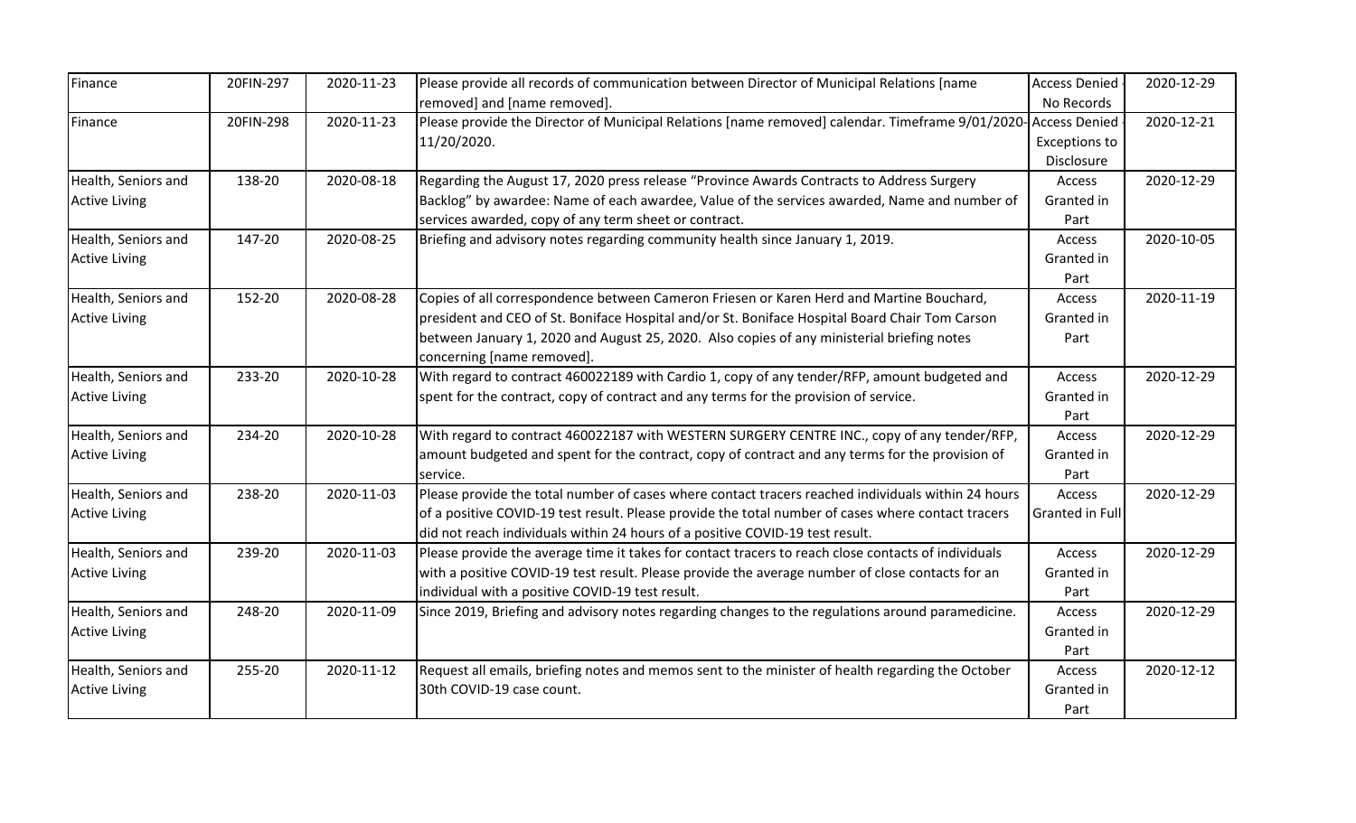| Finance | 20FIN-297 | 2020-11-23 | Please provide all records of communication between Director of Municipal Relations [name removed] and [name removed]. | Access Denied - No Records | 2020-12-29 |
|---|---|---|---|---|---|
| Finance | 20FIN-298 | 2020-11-23 | Please provide the Director of Municipal Relations [name removed] calendar. Timeframe 9/01/2020-11/20/2020. | Access Denied - Exceptions to Disclosure | 2020-12-21 |
| Health, Seniors and Active Living | 138-20 | 2020-08-18 | Regarding the August 17, 2020 press release "Province Awards Contracts to Address Surgery Backlog" by awardee: Name of each awardee, Value of the services awarded, Name and number of services awarded, copy of any term sheet or contract. | Access Granted in Part | 2020-12-29 |
| Health, Seniors and Active Living | 147-20 | 2020-08-25 | Briefing and advisory notes regarding community health since January 1, 2019. | Access Granted in Part | 2020-10-05 |
| Health, Seniors and Active Living | 152-20 | 2020-08-28 | Copies of all correspondence between Cameron Friesen or Karen Herd and Martine Bouchard, president and CEO of St. Boniface Hospital and/or St. Boniface Hospital Board Chair Tom Carson between January 1, 2020 and August 25, 2020. Also copies of any ministerial briefing notes concerning [name removed]. | Access Granted in Part | 2020-11-19 |
| Health, Seniors and Active Living | 233-20 | 2020-10-28 | With regard to contract 460022189 with Cardio 1, copy of any tender/RFP, amount budgeted and spent for the contract, copy of contract and any terms for the provision of service. | Access Granted in Part | 2020-12-29 |
| Health, Seniors and Active Living | 234-20 | 2020-10-28 | With regard to contract 460022187 with WESTERN SURGERY CENTRE INC., copy of any tender/RFP, amount budgeted and spent for the contract, copy of contract and any terms for the provision of service. | Access Granted in Part | 2020-12-29 |
| Health, Seniors and Active Living | 238-20 | 2020-11-03 | Please provide the total number of cases where contact tracers reached individuals within 24 hours of a positive COVID-19 test result. Please provide the total number of cases where contact tracers did not reach individuals within 24 hours of a positive COVID-19 test result. | Access Granted in Full | 2020-12-29 |
| Health, Seniors and Active Living | 239-20 | 2020-11-03 | Please provide the average time it takes for contact tracers to reach close contacts of individuals with a positive COVID-19 test result. Please provide the average number of close contacts for an individual with a positive COVID-19 test result. | Access Granted in Part | 2020-12-29 |
| Health, Seniors and Active Living | 248-20 | 2020-11-09 | Since 2019, Briefing and advisory notes regarding changes to the regulations around paramedicine. | Access Granted in Part | 2020-12-29 |
| Health, Seniors and Active Living | 255-20 | 2020-11-12 | Request all emails, briefing notes and memos sent to the minister of health regarding the October 30th COVID-19 case count. | Access Granted in Part | 2020-12-12 |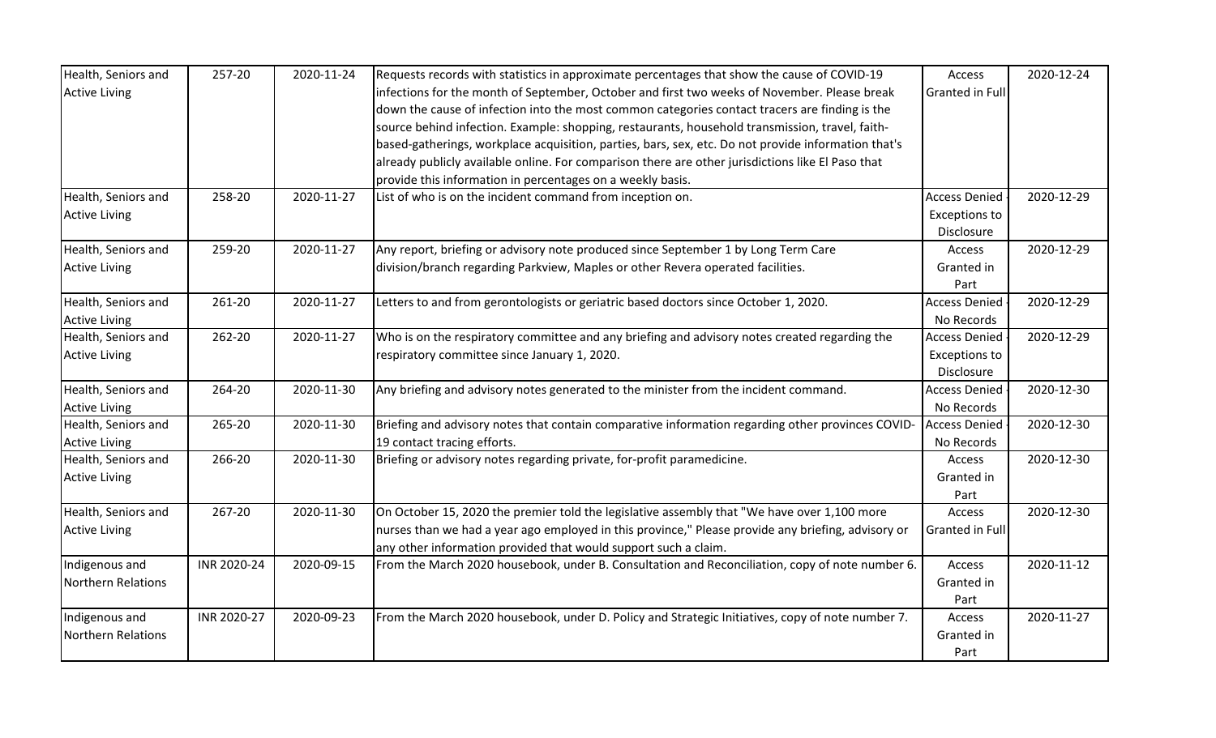| Health, Seniors and Active Living | 257-20 | 2020-11-24 | Requests records with statistics in approximate percentages that show the cause of COVID-19 infections for the month of September, October and first two weeks of November. Please break down the cause of infection into the most common categories contact tracers are finding is the source behind infection. Example: shopping, restaurants, household transmission, travel, faith-based-gatherings, workplace acquisition, parties, bars, sex, etc. Do not provide information that's already publicly available online. For comparison there are other jurisdictions like El Paso that provide this information in percentages on a weekly basis. | Access Granted in Full | 2020-12-24 |
|---|---|---|---|---|---|
| Health, Seniors and Active Living | 258-20 | 2020-11-27 | List of who is on the incident command from inception on. | Access Denied - Exceptions to Disclosure | 2020-12-29 |
| Health, Seniors and Active Living | 259-20 | 2020-11-27 | Any report, briefing or advisory note produced since September 1 by Long Term Care division/branch regarding Parkview, Maples or other Revera operated facilities. | Access Granted in Part | 2020-12-29 |
| Health, Seniors and Active Living | 261-20 | 2020-11-27 | Letters to and from gerontologists or geriatric based doctors since October 1, 2020. | Access Denied - No Records | 2020-12-29 |
| Health, Seniors and Active Living | 262-20 | 2020-11-27 | Who is on the respiratory committee and any briefing and advisory notes created regarding the respiratory committee since January 1, 2020. | Access Denied - Exceptions to Disclosure | 2020-12-29 |
| Health, Seniors and Active Living | 264-20 | 2020-11-30 | Any briefing and advisory notes generated to the minister from the incident command. | Access Denied - No Records | 2020-12-30 |
| Health, Seniors and Active Living | 265-20 | 2020-11-30 | Briefing and advisory notes that contain comparative information regarding other provinces COVID-19 contact tracing efforts. | Access Denied - No Records | 2020-12-30 |
| Health, Seniors and Active Living | 266-20 | 2020-11-30 | Briefing or advisory notes regarding private, for-profit paramedicine. | Access Granted in Part | 2020-12-30 |
| Health, Seniors and Active Living | 267-20 | 2020-11-30 | On October 15, 2020 the premier told the legislative assembly that "We have over 1,100 more nurses than we had a year ago employed in this province," Please provide any briefing, advisory or any other information provided that would support such a claim. | Access Granted in Full | 2020-12-30 |
| Indigenous and Northern Relations | INR 2020-24 | 2020-09-15 | From the March 2020 housebook, under B. Consultation and Reconciliation, copy of note number 6. | Access Granted in Part | 2020-11-12 |
| Indigenous and Northern Relations | INR 2020-27 | 2020-09-23 | From the March 2020 housebook, under D. Policy and Strategic Initiatives, copy of note number 7. | Access Granted in Part | 2020-11-27 |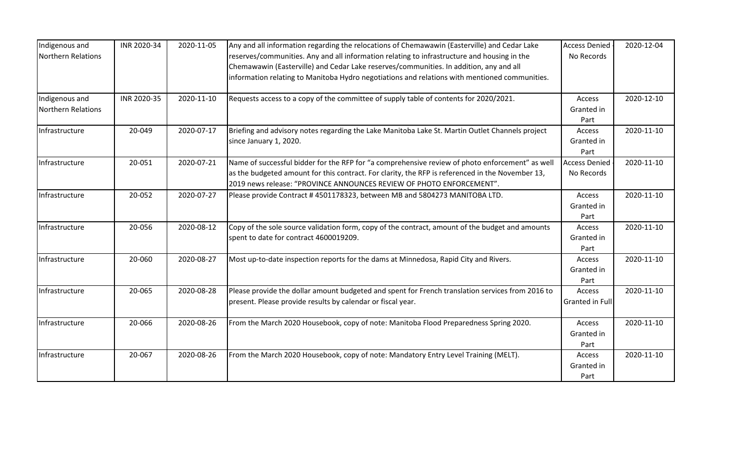| | | | | | |
|---|---|---|---|---|---|
| Indigenous and Northern Relations | INR 2020-34 | 2020-11-05 | Any and all information regarding the relocations of Chemawawin (Easterville) and Cedar Lake reserves/communities. Any and all information relating to infrastructure and housing in the Chemawawin (Easterville) and Cedar Lake reserves/communities. In addition, any and all information relating to Manitoba Hydro negotiations and relations with mentioned communities. | Access Denied - No Records | 2020-12-04 |
| Indigenous and Northern Relations | INR 2020-35 | 2020-11-10 | Requests access to a copy of the committee of supply table of contents for 2020/2021. | Access Granted in Part | 2020-12-10 |
| Infrastructure | 20-049 | 2020-07-17 | Briefing and advisory notes regarding the Lake Manitoba Lake St. Martin Outlet Channels project since January 1, 2020. | Access Granted in Part | 2020-11-10 |
| Infrastructure | 20-051 | 2020-07-21 | Name of successful bidder for the RFP for "a comprehensive review of photo enforcement" as well as the budgeted amount for this contract. For clarity, the RFP is referenced in the November 13, 2019 news release: "PROVINCE ANNOUNCES REVIEW OF PHOTO ENFORCEMENT". | Access Denied - No Records | 2020-11-10 |
| Infrastructure | 20-052 | 2020-07-27 | Please provide Contract # 4501178323, between MB and 5804273 MANITOBA LTD. | Access Granted in Part | 2020-11-10 |
| Infrastructure | 20-056 | 2020-08-12 | Copy of the sole source validation form, copy of the contract, amount of the budget and amounts spent to date for contract 4600019209. | Access Granted in Part | 2020-11-10 |
| Infrastructure | 20-060 | 2020-08-27 | Most up-to-date inspection reports for the dams at Minnedosa, Rapid City and Rivers. | Access Granted in Part | 2020-11-10 |
| Infrastructure | 20-065 | 2020-08-28 | Please provide the dollar amount budgeted and spent for French translation services from 2016 to present. Please provide results by calendar or fiscal year. | Access Granted in Full | 2020-11-10 |
| Infrastructure | 20-066 | 2020-08-26 | From the March 2020 Housebook, copy of note: Manitoba Flood Preparedness Spring 2020. | Access Granted in Part | 2020-11-10 |
| Infrastructure | 20-067 | 2020-08-26 | From the March 2020 Housebook, copy of note: Mandatory Entry Level Training (MELT). | Access Granted in Part | 2020-11-10 |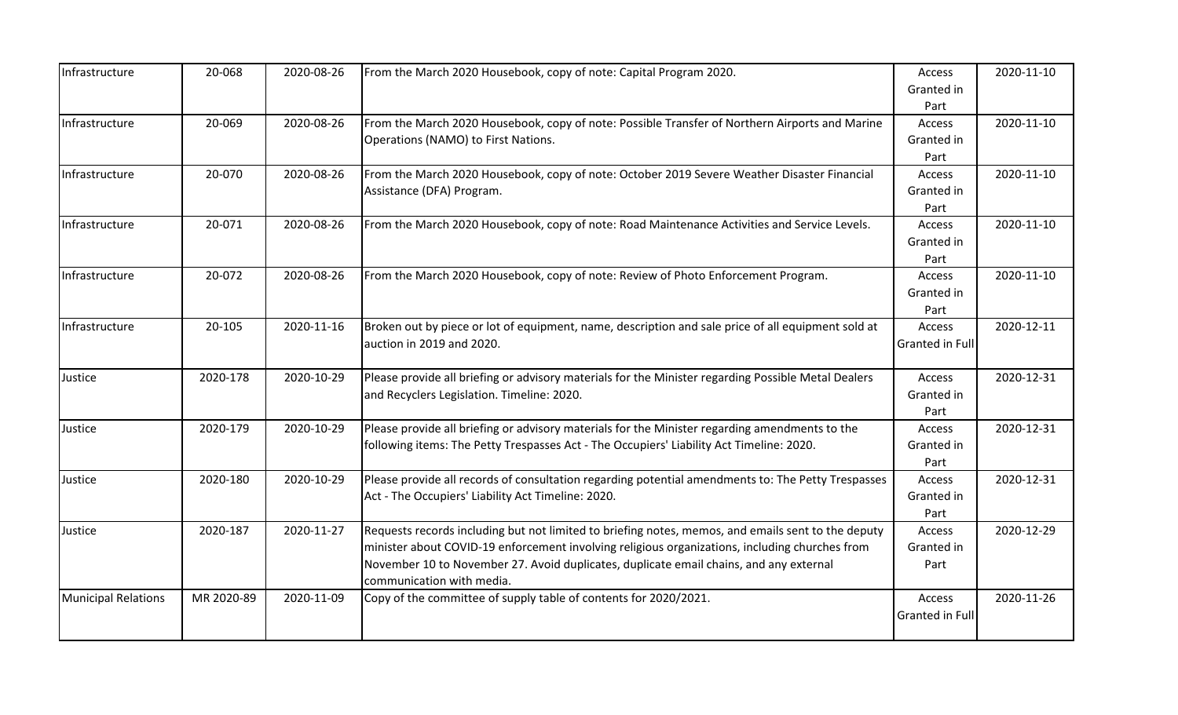| | | | | | |
|---|---|---|---|---|---|
| Infrastructure | 20-068 | 2020-08-26 | From the March 2020 Housebook, copy of note: Capital Program 2020. | Access Granted in Part | 2020-11-10 |
| Infrastructure | 20-069 | 2020-08-26 | From the March 2020 Housebook, copy of note: Possible Transfer of Northern Airports and Marine Operations (NAMO) to First Nations. | Access Granted in Part | 2020-11-10 |
| Infrastructure | 20-070 | 2020-08-26 | From the March 2020 Housebook, copy of note: October 2019 Severe Weather Disaster Financial Assistance (DFA) Program. | Access Granted in Part | 2020-11-10 |
| Infrastructure | 20-071 | 2020-08-26 | From the March 2020 Housebook, copy of note: Road Maintenance Activities and Service Levels. | Access Granted in Part | 2020-11-10 |
| Infrastructure | 20-072 | 2020-08-26 | From the March 2020 Housebook, copy of note: Review of Photo Enforcement Program. | Access Granted in Part | 2020-11-10 |
| Infrastructure | 20-105 | 2020-11-16 | Broken out by piece or lot of equipment, name, description and sale price of all equipment sold at auction in 2019 and 2020. | Access Granted in Full | 2020-12-11 |
| Justice | 2020-178 | 2020-10-29 | Please provide all briefing or advisory materials for the Minister regarding Possible Metal Dealers and Recyclers Legislation. Timeline: 2020. | Access Granted in Part | 2020-12-31 |
| Justice | 2020-179 | 2020-10-29 | Please provide all briefing or advisory materials for the Minister regarding amendments to the following items: The Petty Trespasses Act - The Occupiers' Liability Act Timeline: 2020. | Access Granted in Part | 2020-12-31 |
| Justice | 2020-180 | 2020-10-29 | Please provide all records of consultation regarding potential amendments to: The Petty Trespasses Act - The Occupiers' Liability Act Timeline: 2020. | Access Granted in Part | 2020-12-31 |
| Justice | 2020-187 | 2020-11-27 | Requests records including but not limited to briefing notes, memos, and emails sent to the deputy minister about COVID-19 enforcement involving religious organizations, including churches from November 10 to November 27. Avoid duplicates, duplicate email chains, and any external communication with media. | Access Granted in Part | 2020-12-29 |
| Municipal Relations | MR 2020-89 | 2020-11-09 | Copy of the committee of supply table of contents for 2020/2021. | Access Granted in Full | 2020-11-26 |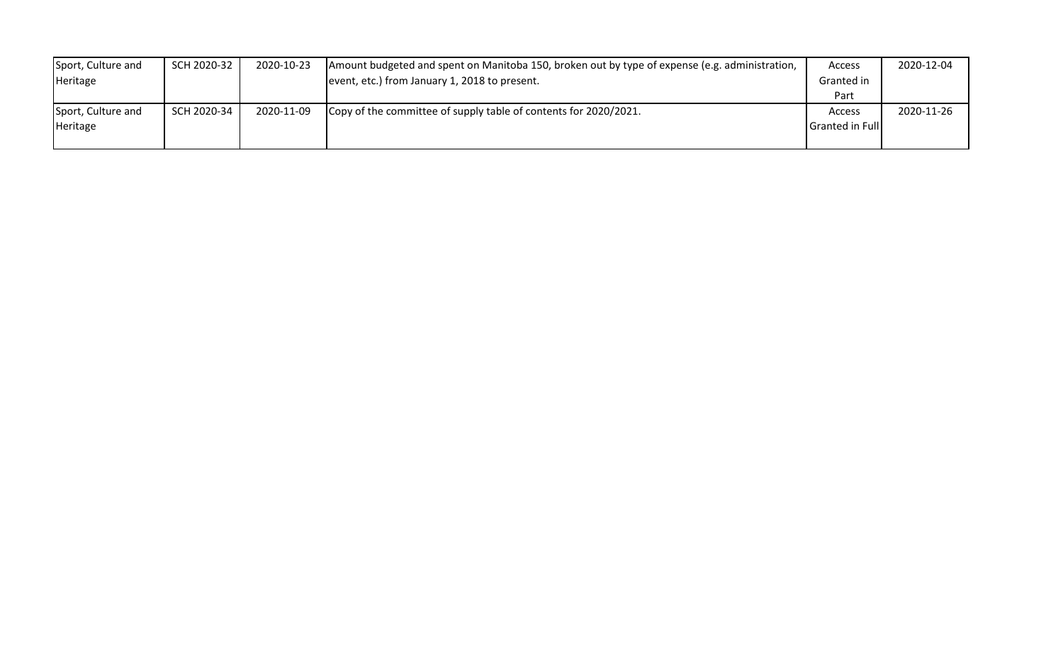| | | | | | |
|---|---|---|---|---|---|
| Sport, Culture and Heritage | SCH 2020-32 | 2020-10-23 | Amount budgeted and spent on Manitoba 150, broken out by type of expense (e.g. administration, event, etc.) from January 1, 2018 to present. | Access Granted in Part | 2020-12-04 |
| Sport, Culture and Heritage | SCH 2020-34 | 2020-11-09 | Copy of the committee of supply table of contents for 2020/2021. | Access Granted in Full | 2020-11-26 |